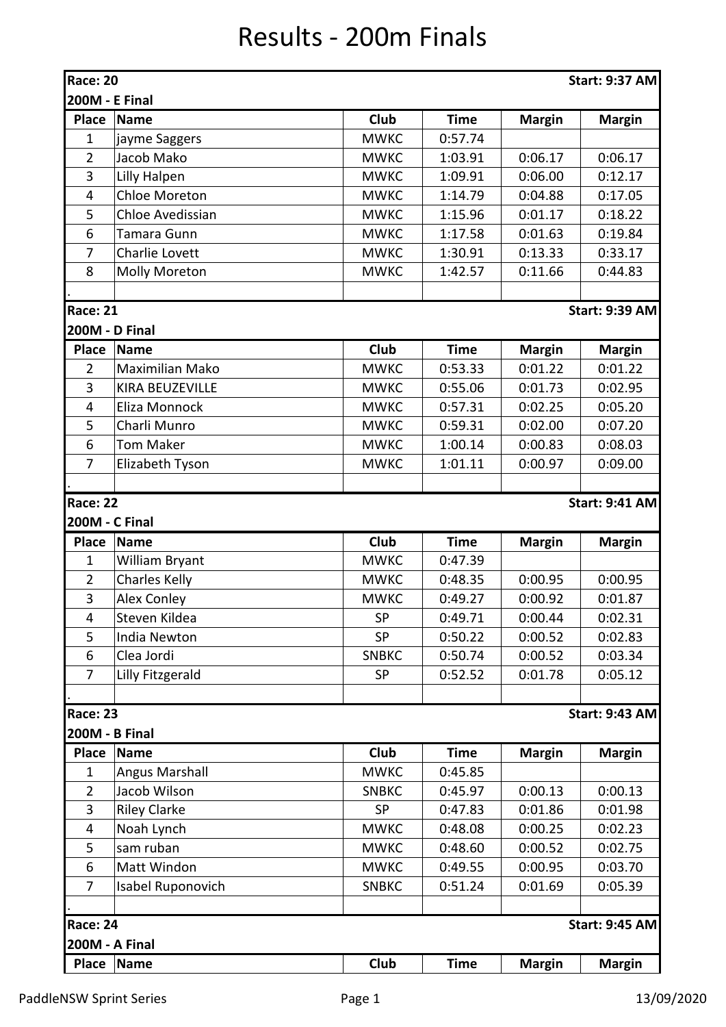# Results - 200m Finals

| Race: 20 | | | | | Start: 9:37 AM |
|---|---|---|---|---|---|
| **200M - E Final** | | | | | |
| **Place** | **Name** | **Club** | **Time** | **Margin** | **Margin** |
| 1 | jayme Saggers | MWKC | 0:57.74 | | |
| 2 | Jacob Mako | MWKC | 1:03.91 | 0:06.17 | 0:06.17 |
| 3 | Lilly Halpen | MWKC | 1:09.91 | 0:06.00 | 0:12.17 |
| 4 | Chloe Moreton | MWKC | 1:14.79 | 0:04.88 | 0:17.05 |
| 5 | Chloe Avedissian | MWKC | 1:15.96 | 0:01.17 | 0:18.22 |
| 6 | Tamara Gunn | MWKC | 1:17.58 | 0:01.63 | 0:19.84 |
| 7 | Charlie Lovett | MWKC | 1:30.91 | 0:13.33 | 0:33.17 |
| 8 | Molly Moreton | MWKC | 1:42.57 | 0:11.66 | 0:44.83 |
| . | | | | | |

| Race: 21 | | | | | Start: 9:39 AM |
|---|---|---|---|---|---|
| **200M - D Final** | | | | | |
| **Place** | **Name** | **Club** | **Time** | **Margin** | **Margin** |
| 2 | Maximilian Mako | MWKC | 0:53.33 | 0:01.22 | 0:01.22 |
| 3 | KIRA BEUZEVILLE | MWKC | 0:55.06 | 0:01.73 | 0:02.95 |
| 4 | Eliza Monnock | MWKC | 0:57.31 | 0:02.25 | 0:05.20 |
| 5 | Charli Munro | MWKC | 0:59.31 | 0:02.00 | 0:07.20 |
| 6 | Tom Maker | MWKC | 1:00.14 | 0:00.83 | 0:08.03 |
| 7 | Elizabeth Tyson | MWKC | 1:01.11 | 0:00.97 | 0:09.00 |
| . | | | | | |

| Race: 22 | | | | | Start: 9:41 AM |
|---|---|---|---|---|---|
| **200M - C Final** | | | | | |
| **Place** | **Name** | **Club** | **Time** | **Margin** | **Margin** |
| 1 | William Bryant | MWKC | 0:47.39 | | |
| 2 | Charles Kelly | MWKC | 0:48.35 | 0:00.95 | 0:00.95 |
| 3 | Alex Conley | MWKC | 0:49.27 | 0:00.92 | 0:01.87 |
| 4 | Steven Kildea | SP | 0:49.71 | 0:00.44 | 0:02.31 |
| 5 | India Newton | SP | 0:50.22 | 0:00.52 | 0:02.83 |
| 6 | Clea Jordi | SNBKC | 0:50.74 | 0:00.52 | 0:03.34 |
| 7 | Lilly Fitzgerald | SP | 0:52.52 | 0:01.78 | 0:05.12 |
| . | | | | | |

| Race: 23 | | | | | Start: 9:43 AM |
|---|---|---|---|---|---|
| **200M - B Final** | | | | | |
| **Place** | **Name** | **Club** | **Time** | **Margin** | **Margin** |
| 1 | Angus Marshall | MWKC | 0:45.85 | | |
| 2 | Jacob Wilson | SNBKC | 0:45.97 | 0:00.13 | 0:00.13 |
| 3 | Riley Clarke | SP | 0:47.83 | 0:01.86 | 0:01.98 |
| 4 | Noah Lynch | MWKC | 0:48.08 | 0:00.25 | 0:02.23 |
| 5 | sam ruban | MWKC | 0:48.60 | 0:00.52 | 0:02.75 |
| 6 | Matt Windon | MWKC | 0:49.55 | 0:00.95 | 0:03.70 |
| 7 | Isabel Ruponovich | SNBKC | 0:51.24 | 0:01.69 | 0:05.39 |
| . | | | | | |

| Race: 24 | | | | | Start: 9:45 AM |
|---|---|---|---|---|---|
| **200M - A Final** | | | | | |
| **Place** | **Name** | **Club** | **Time** | **Margin** | **Margin** |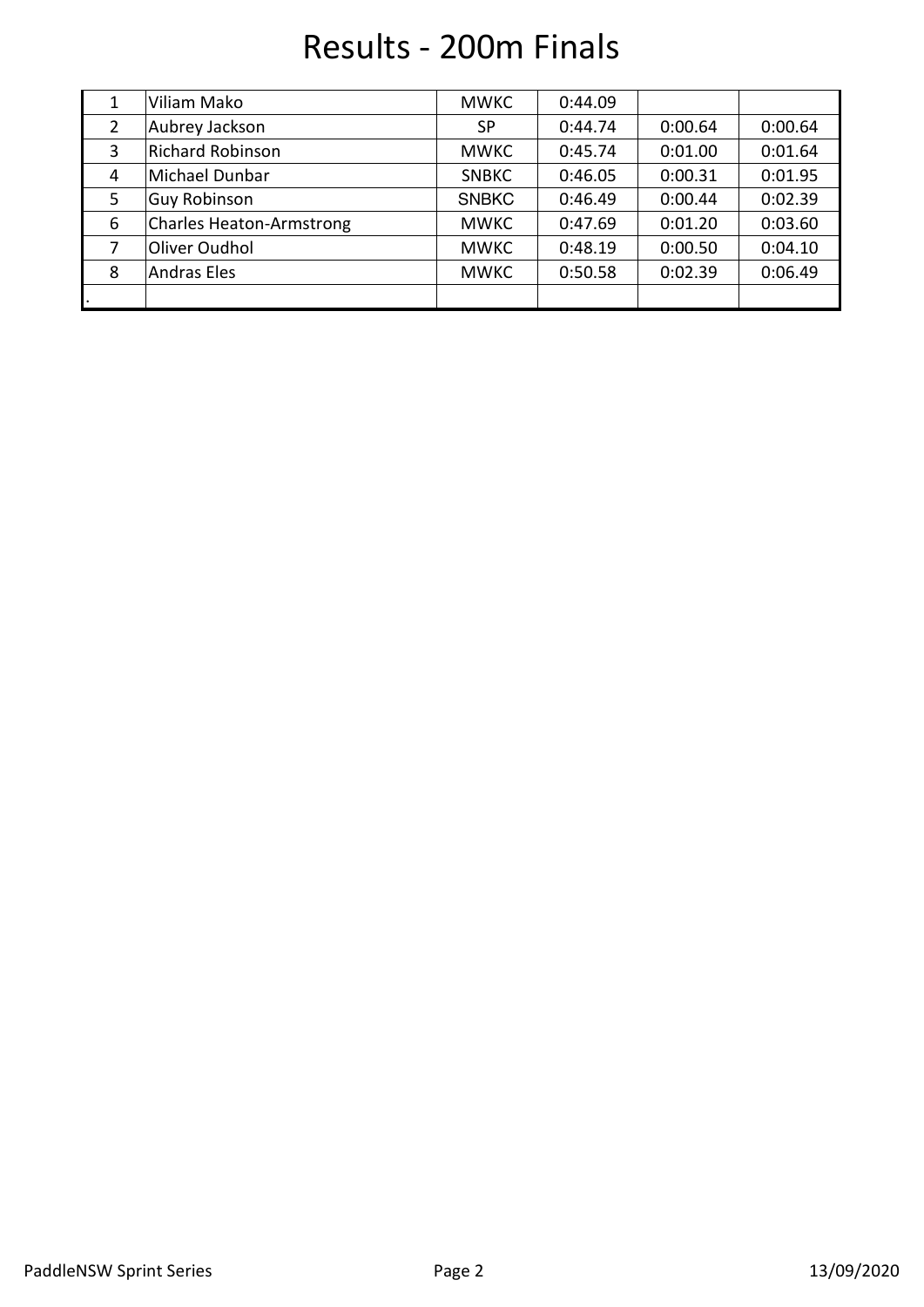# Results - 200m Finals

| | | | | | |
|---|---|---|---|---|---|
| 1 | Viliam Mako | MWKC | 0:44.09 | | |
| 2 | Aubrey Jackson | SP | 0:44.74 | 0:00.64 | 0:00.64 |
| 3 | Richard Robinson | MWKC | 0:45.74 | 0:01.00 | 0:01.64 |
| 4 | Michael Dunbar | SNBKC | 0:46.05 | 0:00.31 | 0:01.95 |
| 5 | Guy Robinson | SNBKC | 0:46.49 | 0:00.44 | 0:02.39 |
| 6 | Charles Heaton-Armstrong | MWKC | 0:47.69 | 0:01.20 | 0:03.60 |
| 7 | Oliver Oudhol | MWKC | 0:48.19 | 0:00.50 | 0:04.10 |
| 8 | Andras Eles | MWKC | 0:50.58 | 0:02.39 | 0:06.49 |
| . | | | | | |

PaddleNSW Sprint Series 13/09/2020